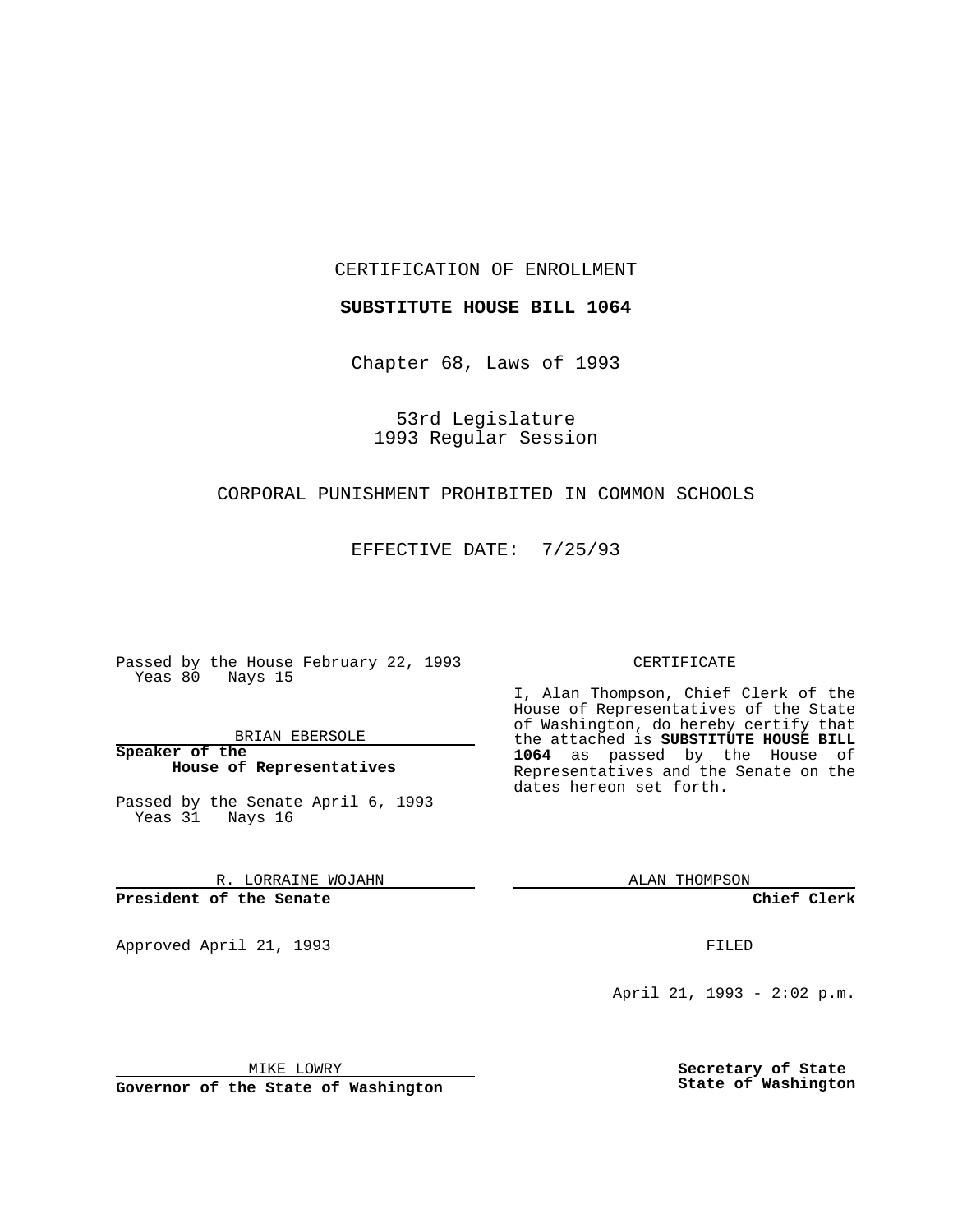CERTIFICATION OF ENROLLMENT

**SUBSTITUTE HOUSE BILL 1064**

Chapter 68, Laws of 1993

53rd Legislature
1993 Regular Session

CORPORAL PUNISHMENT PROHIBITED IN COMMON SCHOOLS

EFFECTIVE DATE: 7/25/93

Passed by the House February 22, 1993
Yeas 80 Nays 15

BRIAN EBERSOLE
**Speaker of the House of Representatives**

Passed by the Senate April 6, 1993
Yeas 31 Nays 16

R. LORRAINE WOJAHN
**President of the Senate**

Approved April 21, 1993

MIKE LOWRY
**Governor of the State of Washington**

CERTIFICATE

I, Alan Thompson, Chief Clerk of the House of Representatives of the State of Washington, do hereby certify that the attached is **SUBSTITUTE HOUSE BILL 1064** as passed by the House of Representatives and the Senate on the dates hereon set forth.

ALAN THOMPSON
**Chief Clerk**

FILED

April 21, 1993 - 2:02 p.m.

**Secretary of State State of Washington**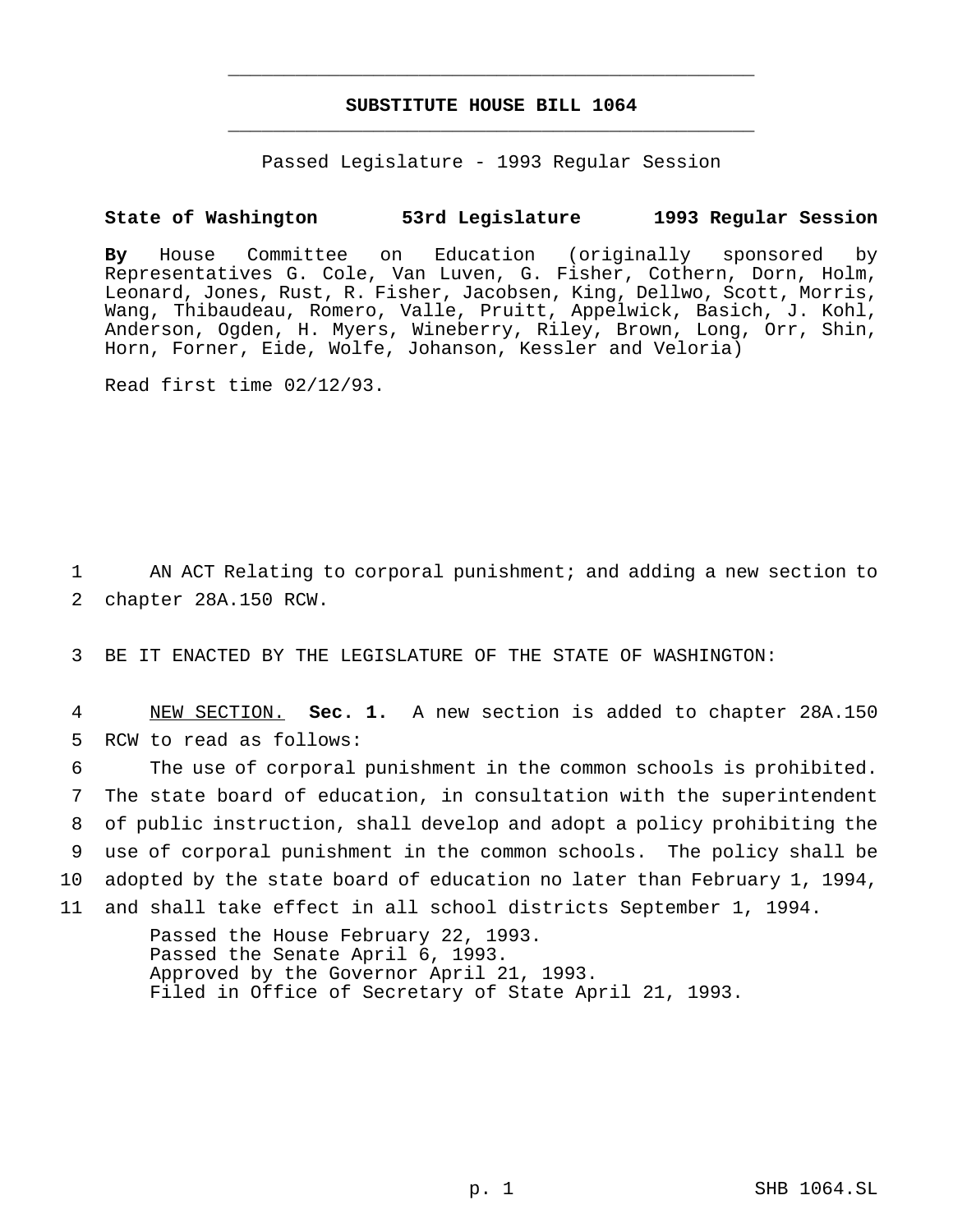# SUBSTITUTE HOUSE BILL 1064

Passed Legislature - 1993 Regular Session

**State of Washington 53rd Legislature 1993 Regular Session**

**By** House Committee on Education (originally sponsored by Representatives G. Cole, Van Luven, G. Fisher, Cothern, Dorn, Holm, Leonard, Jones, Rust, R. Fisher, Jacobsen, King, Dellwo, Scott, Morris, Wang, Thibaudeau, Romero, Valle, Pruitt, Appelwick, Basich, J. Kohl, Anderson, Ogden, H. Myers, Wineberry, Riley, Brown, Long, Orr, Shin, Horn, Forner, Eide, Wolfe, Johanson, Kessler and Veloria)

Read first time 02/12/93.

1 AN ACT Relating to corporal punishment; and adding a new section to
2 chapter 28A.150 RCW.

3 BE IT ENACTED BY THE LEGISLATURE OF THE STATE OF WASHINGTON:

4 NEW SECTION. **Sec. 1.** A new section is added to chapter 28A.150
5 RCW to read as follows:
6 The use of corporal punishment in the common schools is prohibited.
7 The state board of education, in consultation with the superintendent
8 of public instruction, shall develop and adopt a policy prohibiting the
9 use of corporal punishment in the common schools. The policy shall be
10 adopted by the state board of education no later than February 1, 1994,
11 and shall take effect in all school districts September 1, 1994.

Passed the House February 22, 1993.
Passed the Senate April 6, 1993.
Approved by the Governor April 21, 1993.
Filed in Office of Secretary of State April 21, 1993.